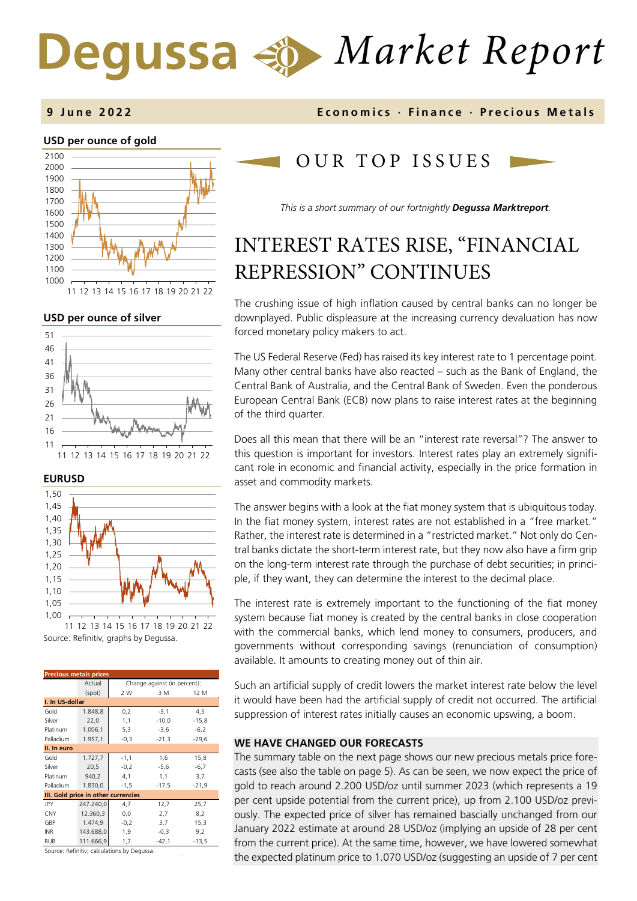# Degussa Market Report

**9 June 2022** — **Economics · Finance · Precious Metals**

**USD per ounce of gold**

**USD per ounce of silver**

**EURUSD**

Source: Refinitiv; graphs by Degussa.

| Precious metals prices | Actual (spot) | Change against (in percent): 2 W | 3 M | 12 M |
|---|---|---|---|---|
| **I. In US-dollar** | | | | |
| Gold | 1.848,8 | 0,2 | -3,1 | 4,5 |
| Silver | 22,0 | 1,1 | -10,0 | -15,8 |
| Platinum | 1.006,1 | 5,3 | -3,6 | -6,2 |
| Palladium | 1.957,1 | -0,3 | -21,3 | -29,6 |
| **II. In euro** | | | | |
| Gold | 1.727,7 | -1,1 | 1,6 | 15,8 |
| Silver | 20,5 | -0,2 | -5,6 | -6,7 |
| Platinum | 940,2 | 4,1 | 1,1 | 3,7 |
| Palladium | 1.830,0 | -1,5 | -17,5 | -21,9 |
| **III. Gold price in other currencies** | | | | |
| JPY | 247.240,0 | 4,7 | 12,7 | 25,7 |
| CNY | 12.360,3 | 0,0 | 2,7 | 8,2 |
| GBP | 1.474,9 | -0,2 | 3,7 | 15,3 |
| INR | 143.688,0 | 1,9 | -0,3 | 9,2 |
| RUB | 111.666,9 | 1,7 | -42,1 | -13,5 |

Source: Refinitiv; calculations by Degussa.

## OUR TOP ISSUES

*This is a short summary of our fortnightly **Degussa Marktreport**.*

# INTEREST RATES RISE, "FINANCIAL REPRESSION" CONTINUES

The crushing issue of high inflation caused by central banks can no longer be downplayed. Public displeasure at the increasing currency devaluation has now forced monetary policy makers to act.

The US Federal Reserve (Fed) has raised its key interest rate to 1 percentage point. Many other central banks have also reacted – such as the Bank of England, the Central Bank of Australia, and the Central Bank of Sweden. Even the ponderous European Central Bank (ECB) now plans to raise interest rates at the beginning of the third quarter.

Does all this mean that there will be an "interest rate reversal"? The answer to this question is important for investors. Interest rates play an extremely significant role in economic and financial activity, especially in the price formation in asset and commodity markets.

The answer begins with a look at the fiat money system that is ubiquitous today. In the fiat money system, interest rates are not established in a "free market." Rather, the interest rate is determined in a "restricted market." Not only do Central banks dictate the short-term interest rate, but they now also have a firm grip on the long-term interest rate through the purchase of debt securities; in principle, if they want, they can determine the interest to the decimal place.

The interest rate is extremely important to the functioning of the fiat money system because fiat money is created by the central banks in close cooperation with the commercial banks, which lend money to consumers, producers, and governments without corresponding savings (renunciation of consumption) available. It amounts to creating money out of thin air.

Such an artificial supply of credit lowers the market interest rate below the level it would have been had the artificial supply of credit not occurred. The artificial suppression of interest rates initially causes an economic upswing, a boom.

### WE HAVE CHANGED OUR FORECASTS

The summary table on the next page shows our new precious metals price forecasts (see also the table on page 5). As can be seen, we now expect the price of gold to reach around 2.200 USD/oz until summer 2023 (which represents a 19 per cent upside potential from the current price), up from 2.100 USD/oz previously. The expected price of silver has remained bascially unchanged from our January 2022 estimate at around 28 USD/oz (implying an upside of 28 per cent from the current price). At the same time, however, we have lowered somewhat the expected platinum price to 1.070 USD/oz (suggesting an upside of 7 per cent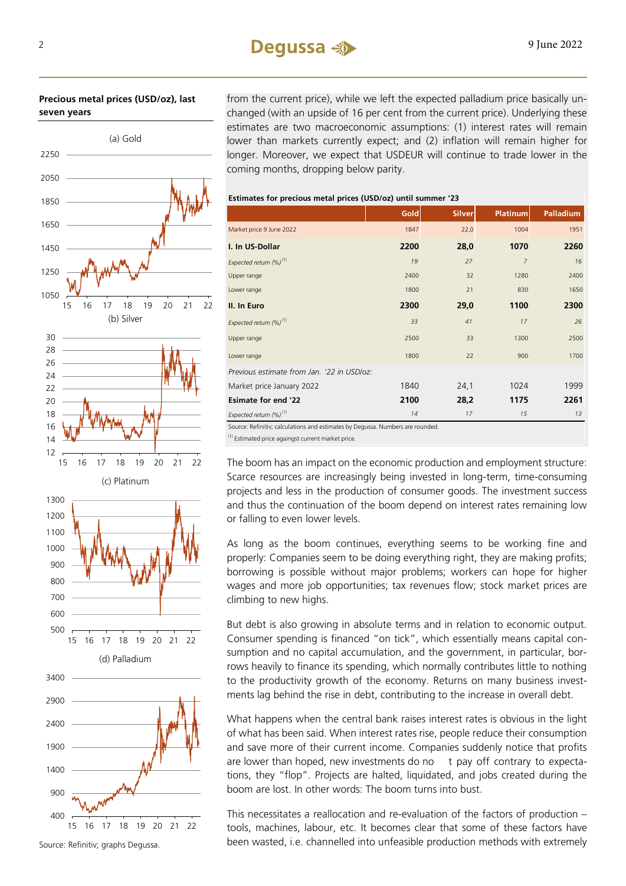**Precious metal prices (USD/oz), last seven years**

(a) Gold

(b) Silver

(c) Platinum

(d) Palladium

Source: Refinitiv; graphs Degussa.

from the current price), while we left the expected palladium price basically unchanged (with an upside of 16 per cent from the current price). Underlying these estimates are two macroeconomic assumptions: (1) interest rates will remain lower than markets currently expect; and (2) inflation will remain higher for longer. Moreover, we expect that USDEUR will continue to trade lower in the coming months, dropping below parity.

**Estimates for precious metal prices (USD/oz) until summer '23**

| | Gold | Silver | Platinum | Palladium |
|---|---|---|---|---|
| Market price 9 June 2022 | 1847 | 22,0 | 1004 | 1951 |
| **I. In US-Dollar** | **2200** | **28,0** | **1070** | **2260** |
| *Expected return (%)* [1] | *19* | *27* | *7* | *16* |
| Upper range | 2400 | 32 | 1280 | 2400 |
| Lower range | 1800 | 21 | 830 | 1650 |
| **II. In Euro** | **2300** | **29,0** | **1100** | **2300** |
| *Expected return (%)* [1] | *33* | *41* | *17* | *26* |
| Upper range | 2500 | 33 | 1300 | 2500 |
| Lower range | 1800 | 22 | 900 | 1700 |
| *Previous estimate from Jan. '22 in USD/oz:* | | | | |
| Market price January 2022 | 1840 | 24,1 | 1024 | 1999 |
| **Esimate for end '22** | **2100** | **28,2** | **1175** | **2261** |
| *Expected return (%)* [1] | *14* | *17* | *15* | *13* |

Source: Refinitiv; calculations and estimates by Degussa. Numbers are rounded.

[1] Estimated price againgst current market price.

The boom has an impact on the economic production and employment structure: Scarce resources are increasingly being invested in long-term, time-consuming projects and less in the production of consumer goods. The investment success and thus the continuation of the boom depend on interest rates remaining low or falling to even lower levels.

As long as the boom continues, everything seems to be working fine and properly: Companies seem to be doing everything right, they are making profits; borrowing is possible without major problems; workers can hope for higher wages and more job opportunities; tax revenues flow; stock market prices are climbing to new highs.

But debt is also growing in absolute terms and in relation to economic output. Consumer spending is financed "on tick", which essentially means capital consumption and no capital accumulation, and the government, in particular, borrows heavily to finance its spending, which normally contributes little to the productivity growth of the economy. Returns on many business investments lag behind the rise in debt, contributing to the increase in overall debt.

What happens when the central bank raises interest rates is obvious in the light of what has been said. When interest rates rise, people reduce their consumption and save more of their current income. Companies suddenly notice that profits are lower than hoped, new investments do no t pay off contrary to expectations, they "flop". Projects are halted, liquidated, and jobs created during the boom are lost. In other words: The boom turns into bust.

This necessitates a reallocation and re-evaluation of the factors of production – tools, machines, labour, etc. It becomes clear that some of these factors have been wasted, i.e. channelled into unfeasible production methods with extremely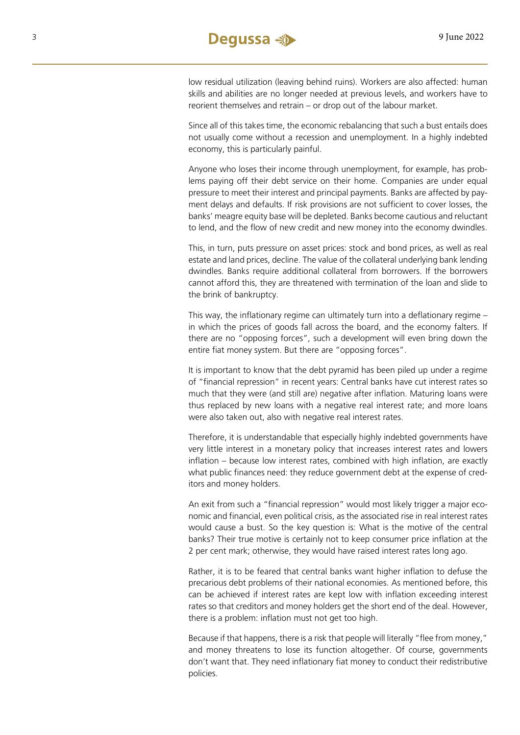low residual utilization (leaving behind ruins). Workers are also affected: human skills and abilities are no longer needed at previous levels, and workers have to reorient themselves and retrain – or drop out of the labour market.

Since all of this takes time, the economic rebalancing that such a bust entails does not usually come without a recession and unemployment. In a highly indebted economy, this is particularly painful.

Anyone who loses their income through unemployment, for example, has problems paying off their debt service on their home. Companies are under equal pressure to meet their interest and principal payments. Banks are affected by payment delays and defaults. If risk provisions are not sufficient to cover losses, the banks' meagre equity base will be depleted. Banks become cautious and reluctant to lend, and the flow of new credit and new money into the economy dwindles.

This, in turn, puts pressure on asset prices: stock and bond prices, as well as real estate and land prices, decline. The value of the collateral underlying bank lending dwindles. Banks require additional collateral from borrowers. If the borrowers cannot afford this, they are threatened with termination of the loan and slide to the brink of bankruptcy.

This way, the inflationary regime can ultimately turn into a deflationary regime – in which the prices of goods fall across the board, and the economy falters. If there are no "opposing forces", such a development will even bring down the entire fiat money system. But there are "opposing forces".

It is important to know that the debt pyramid has been piled up under a regime of "financial repression" in recent years: Central banks have cut interest rates so much that they were (and still are) negative after inflation. Maturing loans were thus replaced by new loans with a negative real interest rate; and more loans were also taken out, also with negative real interest rates.

Therefore, it is understandable that especially highly indebted governments have very little interest in a monetary policy that increases interest rates and lowers inflation – because low interest rates, combined with high inflation, are exactly what public finances need: they reduce government debt at the expense of creditors and money holders.

An exit from such a "financial repression" would most likely trigger a major economic and financial, even political crisis, as the associated rise in real interest rates would cause a bust. So the key question is: What is the motive of the central banks? Their true motive is certainly not to keep consumer price inflation at the 2 per cent mark; otherwise, they would have raised interest rates long ago.

Rather, it is to be feared that central banks want higher inflation to defuse the precarious debt problems of their national economies. As mentioned before, this can be achieved if interest rates are kept low with inflation exceeding interest rates so that creditors and money holders get the short end of the deal. However, there is a problem: inflation must not get too high.

Because if that happens, there is a risk that people will literally "flee from money," and money threatens to lose its function altogether. Of course, governments don't want that. They need inflationary fiat money to conduct their redistributive policies.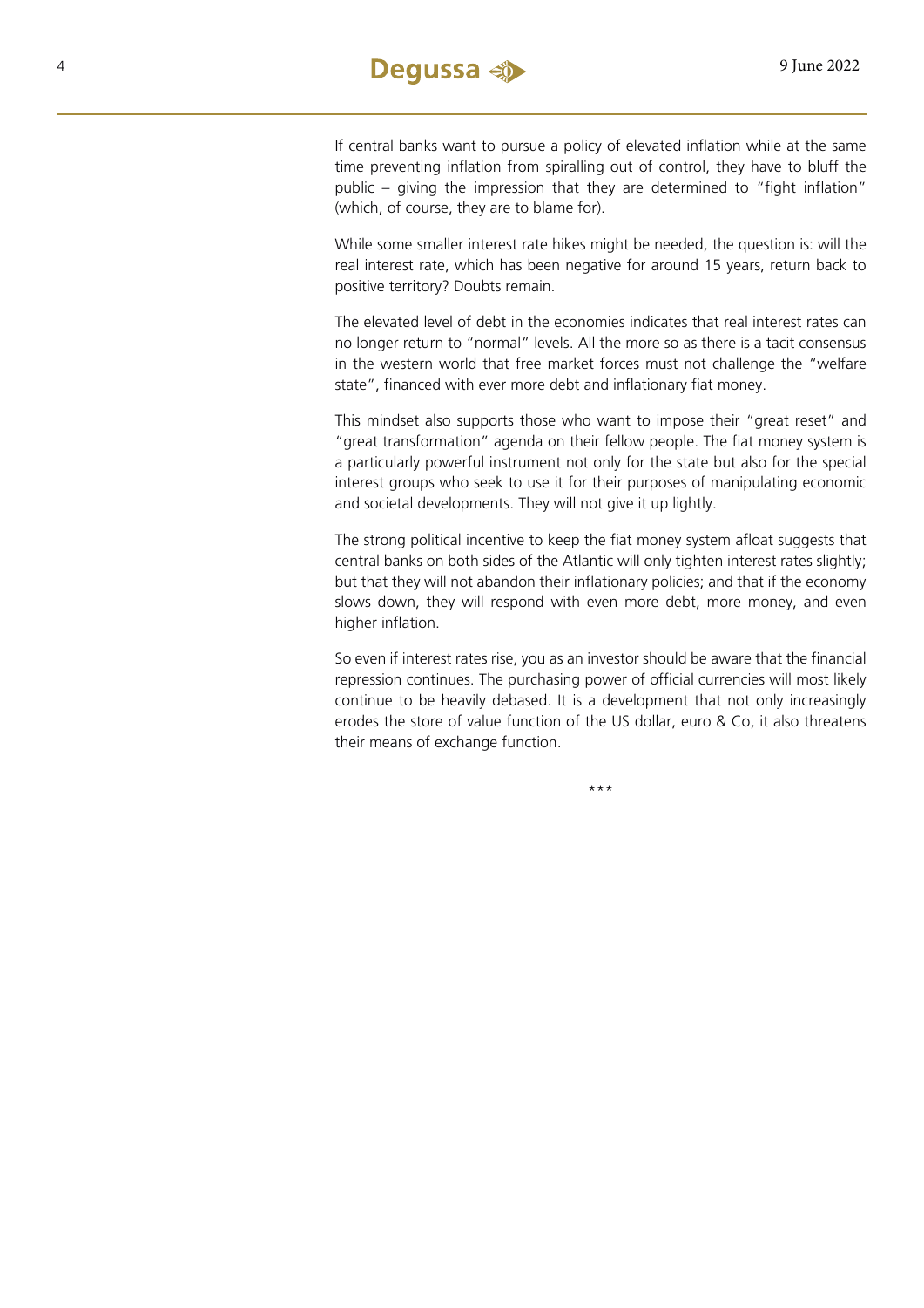If central banks want to pursue a policy of elevated inflation while at the same time preventing inflation from spiralling out of control, they have to bluff the public – giving the impression that they are determined to "fight inflation" (which, of course, they are to blame for).

While some smaller interest rate hikes might be needed, the question is: will the real interest rate, which has been negative for around 15 years, return back to positive territory? Doubts remain.

The elevated level of debt in the economies indicates that real interest rates can no longer return to "normal" levels. All the more so as there is a tacit consensus in the western world that free market forces must not challenge the "welfare state", financed with ever more debt and inflationary fiat money.

This mindset also supports those who want to impose their "great reset" and "great transformation" agenda on their fellow people. The fiat money system is a particularly powerful instrument not only for the state but also for the special interest groups who seek to use it for their purposes of manipulating economic and societal developments. They will not give it up lightly.

The strong political incentive to keep the fiat money system afloat suggests that central banks on both sides of the Atlantic will only tighten interest rates slightly; but that they will not abandon their inflationary policies; and that if the economy slows down, they will respond with even more debt, more money, and even higher inflation.

So even if interest rates rise, you as an investor should be aware that the financial repression continues. The purchasing power of official currencies will most likely continue to be heavily debased. It is a development that not only increasingly erodes the store of value function of the US dollar, euro & Co, it also threatens their means of exchange function.

\*\*\*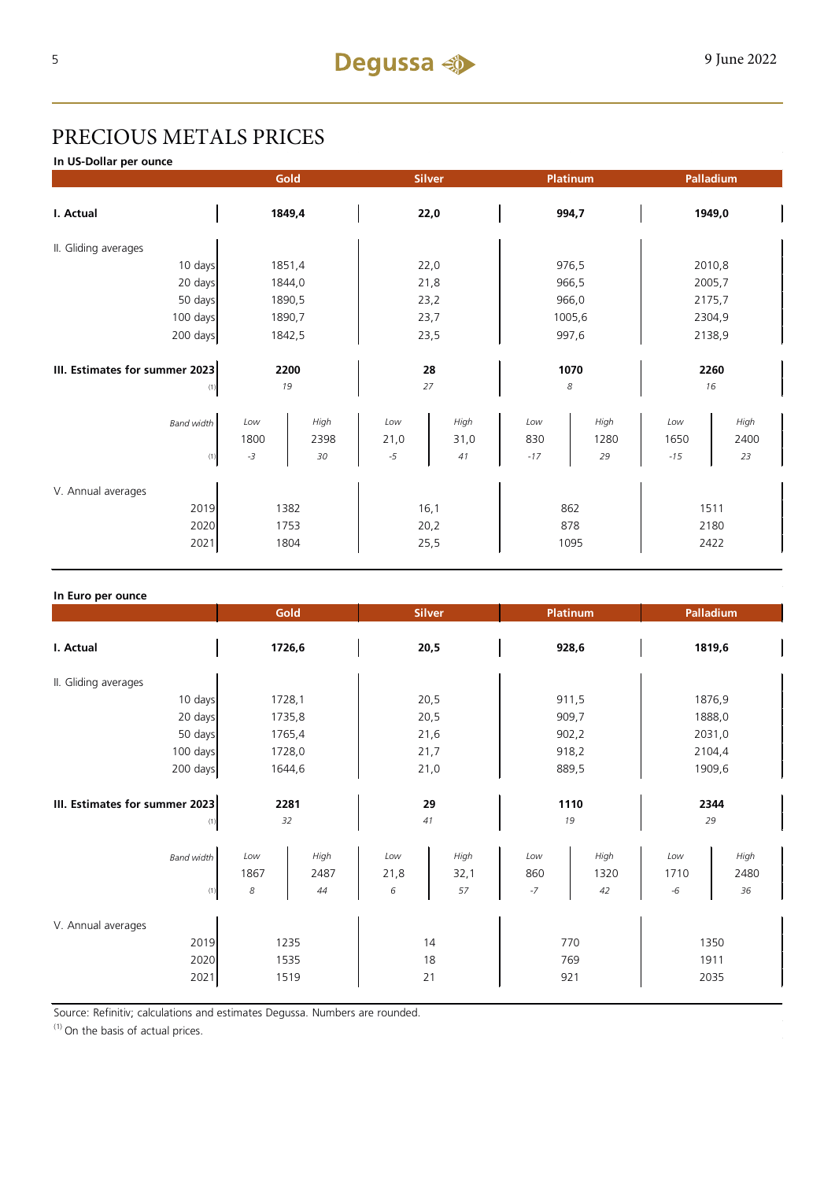# PRECIOUS METALS PRICES

**In US-Dollar per ounce**

| | Gold | | Silver | | Platinum | | Palladium | |
|---|---|---|---|---|---|---|---|---|
| **I. Actual** | **1849,4** | | **22,0** | | **994,7** | | **1949,0** | |
| II. Gliding averages | | | | | | | | |
| 10 days | 1851,4 | | 22,0 | | 976,5 | | 2010,8 | |
| 20 days | 1844,0 | | 21,8 | | 966,5 | | 2005,7 | |
| 50 days | 1890,5 | | 23,2 | | 966,0 | | 2175,7 | |
| 100 days | 1890,7 | | 23,7 | | 1005,6 | | 2304,9 | |
| 200 days | 1842,5 | | 23,5 | | 997,6 | | 2138,9 | |
| **III. Estimates for summer 2023** | **2200** | | **28** | | **1070** | | **2260** | |
| (1) | *19* | | *27* | | *8* | | *16* | |
| *Band width* | *Low* | *High* | *Low* | *High* | *Low* | *High* | *Low* | *High* |
| | 1800 | 2398 | 21,0 | 31,0 | 830 | 1280 | 1650 | 2400 |
| (1) | *-3* | *30* | *-5* | *41* | *-17* | *29* | *-15* | *23* |
| V. Annual averages | | | | | | | | |
| 2019 | 1382 | | 16,1 | | 862 | | 1511 | |
| 2020 | 1753 | | 20,2 | | 878 | | 2180 | |
| 2021 | 1804 | | 25,5 | | 1095 | | 2422 | |

**In Euro per ounce**

| | Gold | | Silver | | Platinum | | Palladium | |
|---|---|---|---|---|---|---|---|---|
| **I. Actual** | **1726,6** | | **20,5** | | **928,6** | | **1819,6** | |
| II. Gliding averages | | | | | | | | |
| 10 days | 1728,1 | | 20,5 | | 911,5 | | 1876,9 | |
| 20 days | 1735,8 | | 20,5 | | 909,7 | | 1888,0 | |
| 50 days | 1765,4 | | 21,6 | | 902,2 | | 2031,0 | |
| 100 days | 1728,0 | | 21,7 | | 918,2 | | 2104,4 | |
| 200 days | 1644,6 | | 21,0 | | 889,5 | | 1909,6 | |
| **III. Estimates for summer 2023** | **2281** | | **29** | | **1110** | | **2344** | |
| (1) | *32* | | *41* | | *19* | | *29* | |
| *Band width* | *Low* | *High* | *Low* | *High* | *Low* | *High* | *Low* | *High* |
| | 1867 | 2487 | 21,8 | 32,1 | 860 | 1320 | 1710 | 2480 |
| (1) | *8* | *44* | *6* | *57* | *-7* | *42* | *-6* | *36* |
| V. Annual averages | | | | | | | | |
| 2019 | 1235 | | 14 | | 770 | | 1350 | |
| 2020 | 1535 | | 18 | | 769 | | 1911 | |
| 2021 | 1519 | | 21 | | 921 | | 2035 | |

Source: Refinitiv; calculations and estimates Degussa. Numbers are rounded.

(1) On the basis of actual prices.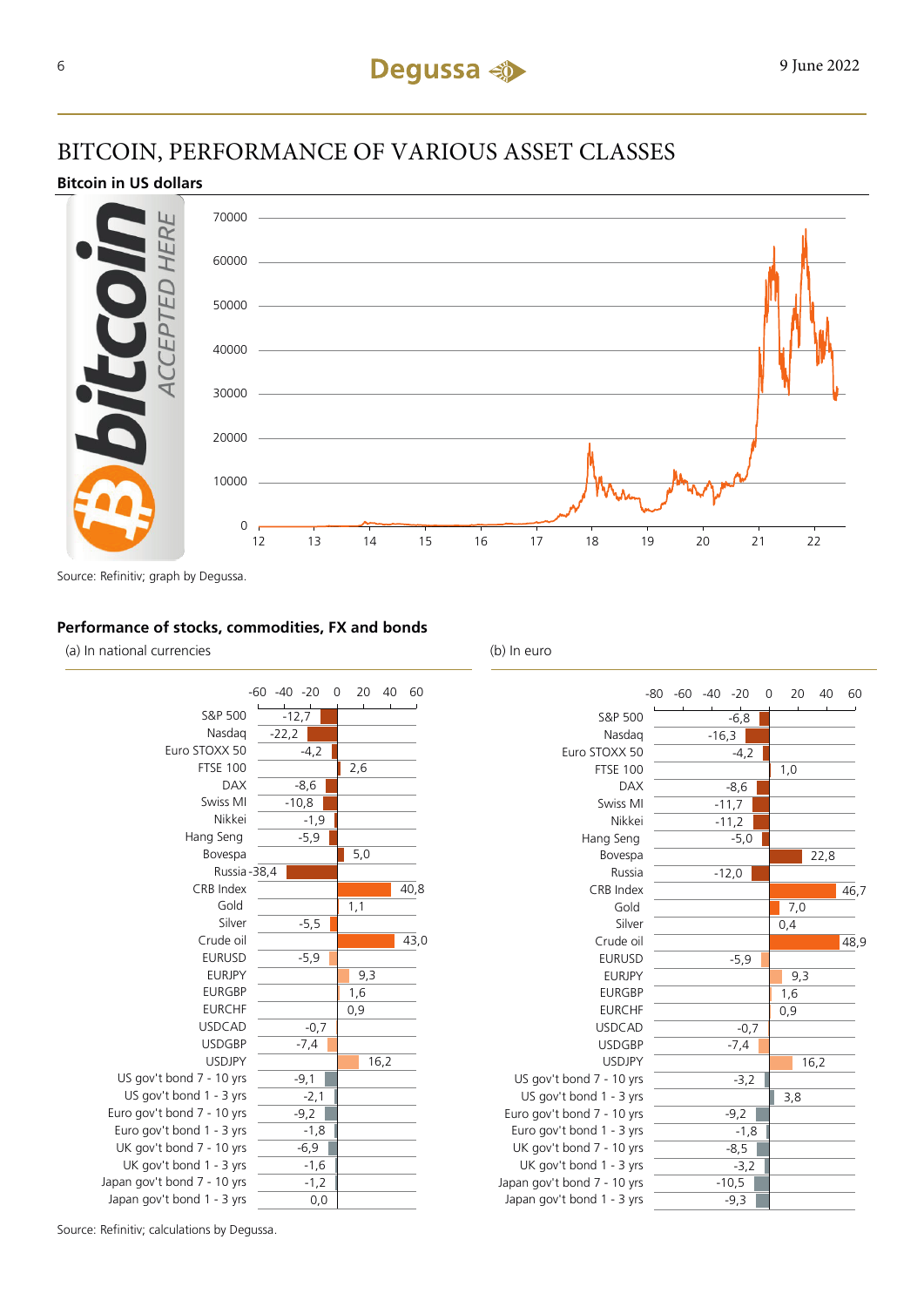# BITCOIN, PERFORMANCE OF VARIOUS ASSET CLASSES

**Bitcoin in US dollars**

Source: Refinitiv; graph by Degussa.

**Performance of stocks, commodities, FX and bonds**

| | (a) In national currencies | (b) In euro |
|---|---|---|
| S&P 500 | -12,7 | -6,8 |
| Nasdaq | -22,2 | -16,3 |
| Euro STOXX 50 | -4,2 | -4,2 |
| FTSE 100 | 2,6 | 1,0 |
| DAX | -8,6 | -8,6 |
| Swiss MI | -10,8 | -11,7 |
| Nikkei | -1,9 | -11,2 |
| Hang Seng | -5,9 | -5,0 |
| Bovespa | 5,0 | 22,8 |
| Russia | -38,4 | -12,0 |
| CRB Index | 40,8 | 46,7 |
| Gold | 1,1 | 7,0 |
| Silver | -5,5 | 0,4 |
| Crude oil | 43,0 | 48,9 |
| EURUSD | -5,9 | -5,9 |
| EURJPY | 9,3 | 9,3 |
| EURGBP | 1,6 | 1,6 |
| EURCHF | 0,9 | 0,9 |
| USDCAD | -0,7 | -0,7 |
| USDGBP | -7,4 | -7,4 |
| USDJPY | 16,2 | 16,2 |
| US gov't bond 7 - 10 yrs | -9,1 | -3,2 |
| US gov't bond 1 - 3 yrs | -2,1 | 3,8 |
| Euro gov't bond 7 - 10 yrs | -9,2 | -9,2 |
| Euro gov't bond 1 - 3 yrs | -1,8 | -1,8 |
| UK gov't bond 7 - 10 yrs | -6,9 | -8,5 |
| UK gov't bond 1 - 3 yrs | -1,6 | -3,2 |
| Japan gov't bond 7 - 10 yrs | -1,2 | -10,5 |
| Japan gov't bond 1 - 3 yrs | 0,0 | -9,3 |

Source: Refinitiv; calculations by Degussa.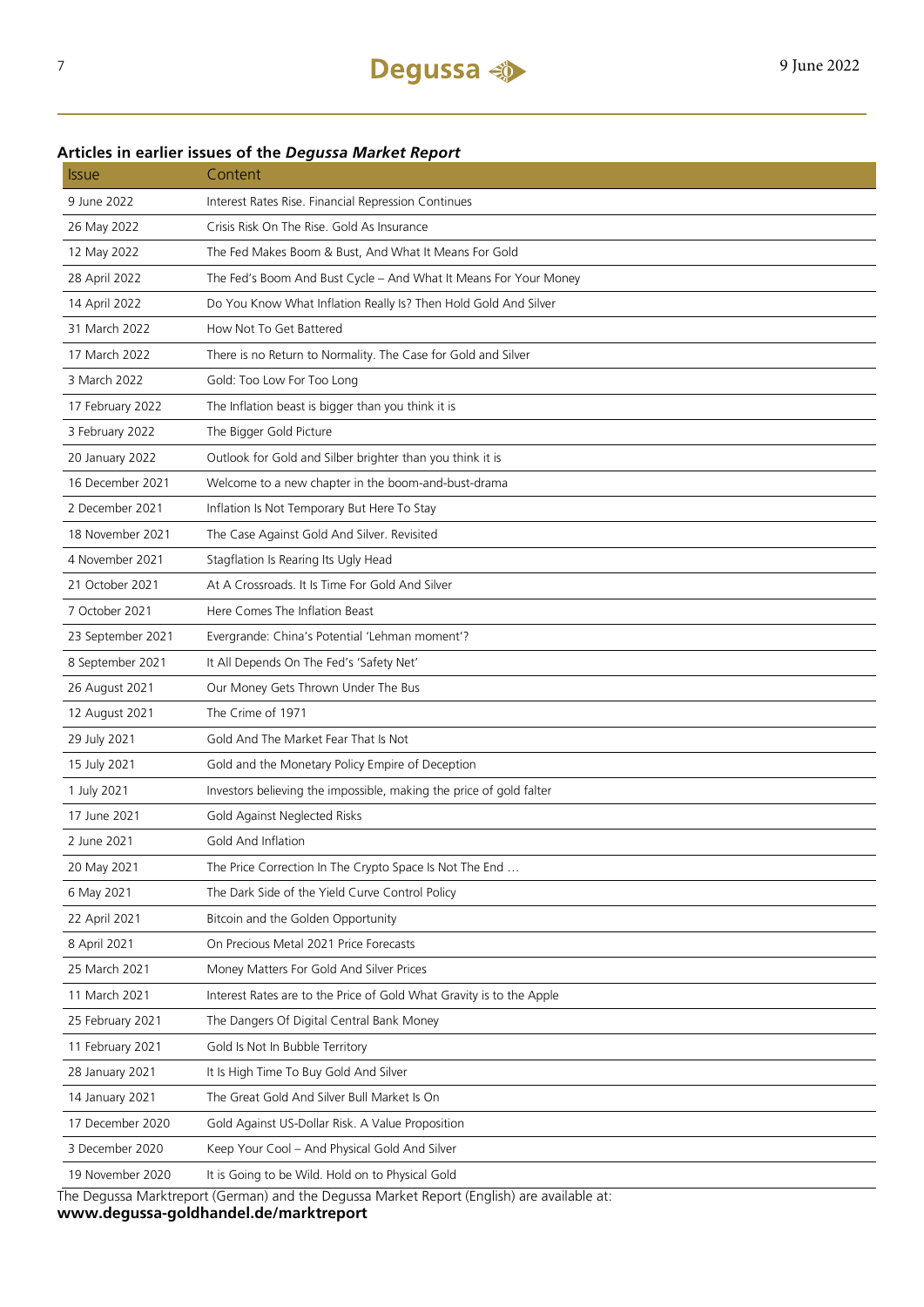## Articles in earlier issues of the *Degussa Market Report*

| Issue | Content |
|---|---|
| 9 June 2022 | Interest Rates Rise. Financial Repression Continues |
| 26 May 2022 | Crisis Risk On The Rise. Gold As Insurance |
| 12 May 2022 | The Fed Makes Boom & Bust, And What It Means For Gold |
| 28 April 2022 | The Fed's Boom And Bust Cycle – And What It Means For Your Money |
| 14 April 2022 | Do You Know What Inflation Really Is? Then Hold Gold And Silver |
| 31 March 2022 | How Not To Get Battered |
| 17 March 2022 | There is no Return to Normality. The Case for Gold and Silver |
| 3 March 2022 | Gold: Too Low For Too Long |
| 17 February 2022 | The Inflation beast is bigger than you think it is |
| 3 February 2022 | The Bigger Gold Picture |
| 20 January 2022 | Outlook for Gold and Silber brighter than you think it is |
| 16 December 2021 | Welcome to a new chapter in the boom-and-bust-drama |
| 2 December 2021 | Inflation Is Not Temporary But Here To Stay |
| 18 November 2021 | The Case Against Gold And Silver. Revisited |
| 4 November 2021 | Stagflation Is Rearing Its Ugly Head |
| 21 October 2021 | At A Crossroads. It Is Time For Gold And Silver |
| 7 October 2021 | Here Comes The Inflation Beast |
| 23 September 2021 | Evergrande: China's Potential 'Lehman moment'? |
| 8 September 2021 | It All Depends On The Fed's 'Safety Net' |
| 26 August 2021 | Our Money Gets Thrown Under The Bus |
| 12 August 2021 | The Crime of 1971 |
| 29 July 2021 | Gold And The Market Fear That Is Not |
| 15 July 2021 | Gold and the Monetary Policy Empire of Deception |
| 1 July 2021 | Investors believing the impossible, making the price of gold falter |
| 17 June 2021 | Gold Against Neglected Risks |
| 2 June 2021 | Gold And Inflation |
| 20 May 2021 | The Price Correction In The Crypto Space Is Not The End … |
| 6 May 2021 | The Dark Side of the Yield Curve Control Policy |
| 22 April 2021 | Bitcoin and the Golden Opportunity |
| 8 April 2021 | On Precious Metal 2021 Price Forecasts |
| 25 March 2021 | Money Matters For Gold And Silver Prices |
| 11 March 2021 | Interest Rates are to the Price of Gold What Gravity is to the Apple |
| 25 February 2021 | The Dangers Of Digital Central Bank Money |
| 11 February 2021 | Gold Is Not In Bubble Territory |
| 28 January 2021 | It Is High Time To Buy Gold And Silver |
| 14 January 2021 | The Great Gold And Silver Bull Market Is On |
| 17 December 2020 | Gold Against US-Dollar Risk. A Value Proposition |
| 3 December 2020 | Keep Your Cool – And Physical Gold And Silver |
| 19 November 2020 | It is Going to be Wild. Hold on to Physical Gold |

The Degussa Marktreport (German) and the Degussa Market Report (English) are available at:
**www.degussa-goldhandel.de/marktreport**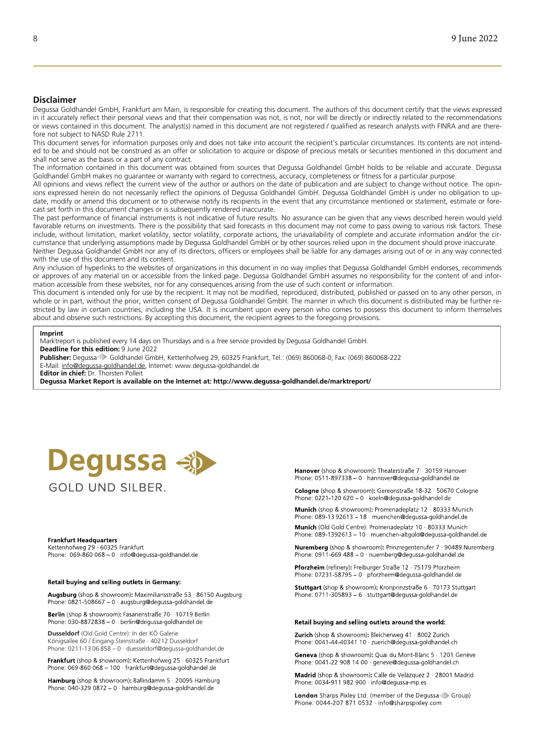## Disclaimer

Degussa Goldhandel GmbH, Frankfurt am Main, is responsible for creating this document. The authors of this document certify that the views expressed in it accurately reflect their personal views and that their compensation was not, is not, nor will be directly or indirectly related to the recommendations or views contained in this document. The analyst(s) named in this document are not registered / qualified as research analysts with FINRA and are therefore not subject to NASD Rule 2711.

This document serves for information purposes only and does not take into account the recipient's particular circumstances. Its contents are not intended to be and should not be construed as an offer or solicitation to acquire or dispose of precious metals or securities mentioned in this document and shall not serve as the basis or a part of any contract.

The information contained in this document was obtained from sources that Degussa Goldhandel GmbH holds to be reliable and accurate. Degussa Goldhandel GmbH makes no guarantee or warranty with regard to correctness, accuracy, completeness or fitness for a particular purpose.

All opinions and views reflect the current view of the author or authors on the date of publication and are subject to change without notice. The opinions expressed herein do not necessarily reflect the opinions of Degussa Goldhandel GmbH. Degussa Goldhandel GmbH is under no obligation to update, modify or amend this document or to otherwise notify its recipients in the event that any circumstance mentioned or statement, estimate or forecast set forth in this document changes or is subsequently rendered inaccurate.

The past performance of financial instruments is not indicative of future results. No assurance can be given that any views described herein would yield favorable returns on investments. There is the possibility that said forecasts in this document may not come to pass owing to various risk factors. These include, without limitation, market volatility, sector volatility, corporate actions, the unavailability of complete and accurate information and/or the circumstance that underlying assumptions made by Degussa Goldhandel GmbH or by other sources relied upon in the document should prove inaccurate.

Neither Degussa Goldhandel GmbH nor any of its directors, officers or employees shall be liable for any damages arising out of or in any way connected with the use of this document and its content.

Any inclusion of hyperlinks to the websites of organizations in this document in no way implies that Degussa Goldhandel GmbH endorses, recommends or approves of any material on or accessible from the linked page. Degussa Goldhandel GmbH assumes no responsibility for the content of and information accessible from these websites, nor for any consequences arising from the use of such content or information.

This document is intended only for use by the recipient. It may not be modified, reproduced, distributed, published or passed on to any other person, in whole or in part, without the prior, written consent of Degussa Goldhandel GmbH. The manner in which this document is distributed may be further restricted by law in certain countries, including the USA. It is incumbent upon every person who comes to possess this document to inform themselves about and observe such restrictions. By accepting this document, the recipient agrees to the foregoing provisions.

**Imprint**
Marktreport is published every 14 days on Thursdays and is a free service provided by Degussa Goldhandel GmbH.
**Deadline for this edition:** 9 June 2022
**Publisher:** Degussa Goldhandel GmbH, Kettenhofweg 29, 60325 Frankfurt, Tel.: (069) 860068-0, Fax: (069) 860068-222
E-Mail: info@degussa-goldhandel.de, Internet: www.degussa-goldhandel.de
**Editor in chief:** Dr. Thorsten Polleit
**Degussa Market Report is available on the Internet at: http://www.degussa-goldhandel.de/marktreport/**

Degussa
GOLD UND SILBER.

**Frankfurt Headquarters**
Kettenhofweg 29 · 60325 Frankfurt
Phone: 069-860 068 – 0 · info@degussa-goldhandel.de

**Retail buying and selling outlets in Germany:**

**Augsburg** (shop & showroom)**:** Maximiliansstraße 53 · 86150 Augsburg
Phone: 0821-508667 – 0 · augsburg@degussa-goldhandel.de

**Berlin** (shop & showroom)**:** Fasanenstraße 70 · 10719 Berlin
Phone: 030-8872838 – 0 · berlin@degussa-goldhandel.de

**Dusseldorf** (Old Gold Centre): In der KÖ Galerie
Königsallee 60 / Eingang Steinstraße · 40212 Dusseldorf
Phone: 0211-13 06 858 – 0 · duesseldorf@degussa-goldhandel.de

**Frankfurt** (shop & showroom)**:** Kettenhofweg 25 · 60325 Frankfurt
Phone: 069-860 068 – 100 · frankfurt@degussa-goldhandel.de

**Hamburg** (shop & showroom)**:** Ballindamm 5 · 20095 Hamburg
Phone: 040-329 0872 – 0 · hamburg@degussa-goldhandel.de

**Hanover** (shop & showroom)**:** Theaterstraße 7 · 30159 Hanover
Phone: 0511-897338 – 0 · hannover@degussa-goldhandel.de

**Cologne** (shop & showroom)**:** Gereonstraße 18-32 · 50670 Cologne
Phone: 0221-120 620 – 0 · koeln@degussa-goldhandel.de

**Munich** (shop & showroom)**:** Promenadeplatz 12 · 80333 Munich
Phone: 089-13 92613 – 18 · muenchen@degussa-goldhandel.de

**Munich** (Old Gold Centre)**:** Promenadeplatz 10 · 80333 Munich
Phone: 089-1392613 – 10 · muenchen-altgold@degussa-goldhandel.de

**Nuremberg** (shop & showroom)**:** Prinzregentenufer 7 · 90489 Nuremberg
Phone: 0911-669 488 – 0 · nuernberg@degussa-goldhandel.de

**Pforzheim** (refinery)**:** Freiburger Straße 12 · 75179 Pforzheim
Phone: 07231-58795 – 0 · pforzheim@degussa-goldhandel.de

**Stuttgart** (shop & showroom)**:** Kronprinzstraße 6 · 70173 Stuttgart
Phone: 0711-305893 – 6 · stuttgart@degussa-goldhandel.de

**Retail buying and selling outlets around the world:**

**Zurich** (shop & showroom)**:** Bleicherweg 41 · 8002 Zurich
Phone: 0041-44-40341 10 · zuerich@degussa-goldhandel.ch

**Geneva** (shop & showroom)**:** Quai du Mont-Blanc 5 · 1201 Genève
Phone: 0041-22 908 14 00 · geneve@degussa-goldhandel.ch

**Madrid** (shop & showroom)**:** Calle de Velázquez 2 · 28001 Madrid
Phone: 0034-911 982 900 · info@degussa-mp.es

**London** Sharps Pixley Ltd. (member of the Degussa Group)
Phone: 0044-207 871 0532 · info@sharpspixley.com